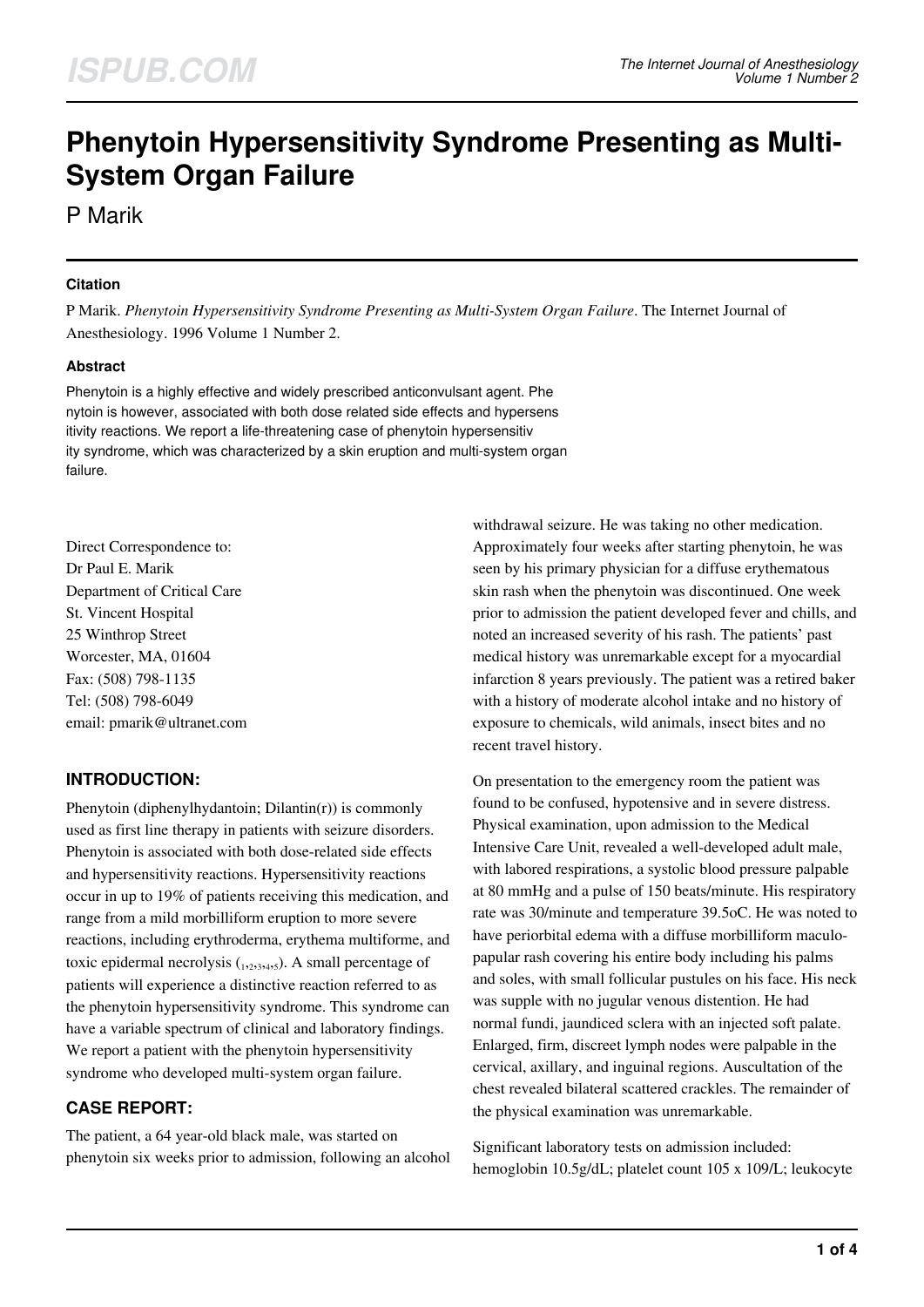# Phenytoin Hypersensitivity Syndrome Presenting as Multi-System Organ Failure

P Marik

### Citation

P Marik. *Phenytoin Hypersensitivity Syndrome Presenting as Multi-System Organ Failure*. The Internet Journal of Anesthesiology. 1996 Volume 1 Number 2.

### Abstract

Phenytoin is a highly effective and widely prescribed anticonvulsant agent. Phenytoin is however, associated with both dose related side effects and hypersensitivity reactions. We report a life-threatening case of phenytoin hypersensitivity syndrome, which was characterized by a skin eruption and multi-system organ failure.

Direct Correspondence to:
Dr Paul E. Marik
Department of Critical Care
St. Vincent Hospital
25 Winthrop Street
Worcester, MA, 01604
Fax: (508) 798-1135
Tel: (508) 798-6049
email: pmarik@ultranet.com

## INTRODUCTION:

Phenytoin (diphenylhydantoin; Dilantin(r)) is commonly used as first line therapy in patients with seizure disorders. Phenytoin is associated with both dose-related side effects and hypersensitivity reactions. Hypersensitivity reactions occur in up to 19% of patients receiving this medication, and range from a mild morbilliform eruption to more severe reactions, including erythroderma, erythema multiforme, and toxic epidermal necrolysis ([1,2,3,4,5]). A small percentage of patients will experience a distinctive reaction referred to as the phenytoin hypersensitivity syndrome. This syndrome can have a variable spectrum of clinical and laboratory findings. We report a patient with the phenytoin hypersensitivity syndrome who developed multi-system organ failure.

## CASE REPORT:

The patient, a 64 year-old black male, was started on phenytoin six weeks prior to admission, following an alcohol withdrawal seizure. He was taking no other medication. Approximately four weeks after starting phenytoin, he was seen by his primary physician for a diffuse erythematous skin rash when the phenytoin was discontinued. One week prior to admission the patient developed fever and chills, and noted an increased severity of his rash. The patients' past medical history was unremarkable except for a myocardial infarction 8 years previously. The patient was a retired baker with a history of moderate alcohol intake and no history of exposure to chemicals, wild animals, insect bites and no recent travel history.

On presentation to the emergency room the patient was found to be confused, hypotensive and in severe distress. Physical examination, upon admission to the Medical Intensive Care Unit, revealed a well-developed adult male, with labored respirations, a systolic blood pressure palpable at 80 mmHg and a pulse of 150 beats/minute. His respiratory rate was 30/minute and temperature 39.5oC. He was noted to have periorbital edema with a diffuse morbilliform maculo-papular rash covering his entire body including his palms and soles, with small follicular pustules on his face. His neck was supple with no jugular venous distention. He had normal fundi, jaundiced sclera with an injected soft palate. Enlarged, firm, discreet lymph nodes were palpable in the cervical, axillary, and inguinal regions. Auscultation of the chest revealed bilateral scattered crackles. The remainder of the physical examination was unremarkable.

Significant laboratory tests on admission included: hemoglobin 10.5g/dL; platelet count 105 x 109/L; leukocyte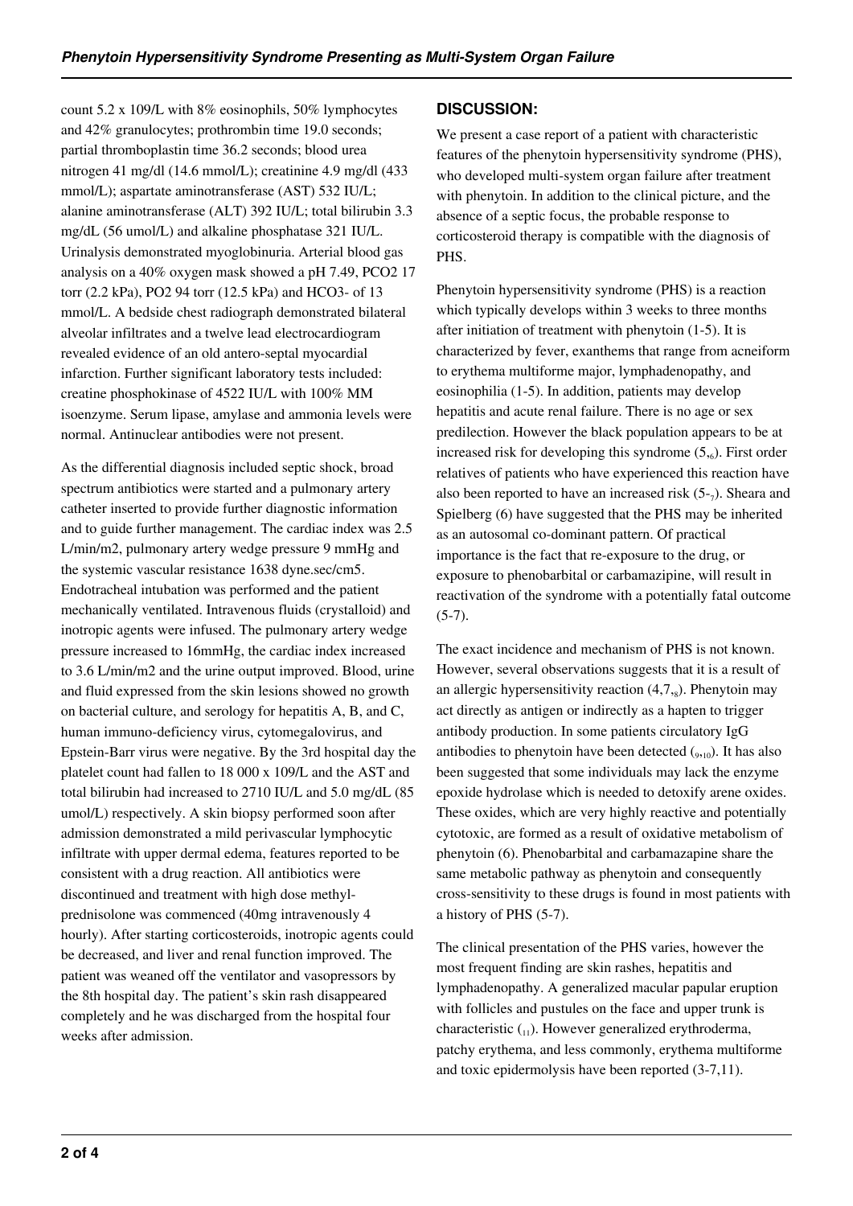count 5.2 x 109/L with 8% eosinophils, 50% lymphocytes and 42% granulocytes; prothrombin time 19.0 seconds; partial thromboplastin time 36.2 seconds; blood urea nitrogen 41 mg/dl (14.6 mmol/L); creatinine 4.9 mg/dl (433 mmol/L); aspartate aminotransferase (AST) 532 IU/L; alanine aminotransferase (ALT) 392 IU/L; total bilirubin 3.3 mg/dL (56 umol/L) and alkaline phosphatase 321 IU/L. Urinalysis demonstrated myoglobinuria. Arterial blood gas analysis on a 40% oxygen mask showed a pH 7.49, PCO2 17 torr (2.2 kPa), PO2 94 torr (12.5 kPa) and HCO3- of 13 mmol/L. A bedside chest radiograph demonstrated bilateral alveolar infiltrates and a twelve lead electrocardiogram revealed evidence of an old antero-septal myocardial infarction. Further significant laboratory tests included: creatine phosphokinase of 4522 IU/L with 100% MM isoenzyme. Serum lipase, amylase and ammonia levels were normal. Antinuclear antibodies were not present.

As the differential diagnosis included septic shock, broad spectrum antibiotics were started and a pulmonary artery catheter inserted to provide further diagnostic information and to guide further management. The cardiac index was 2.5 L/min/m2, pulmonary artery wedge pressure 9 mmHg and the systemic vascular resistance 1638 dyne.sec/cm5. Endotracheal intubation was performed and the patient mechanically ventilated. Intravenous fluids (crystalloid) and inotropic agents were infused. The pulmonary artery wedge pressure increased to 16mmHg, the cardiac index increased to 3.6 L/min/m2 and the urine output improved. Blood, urine and fluid expressed from the skin lesions showed no growth on bacterial culture, and serology for hepatitis A, B, and C, human immuno-deficiency virus, cytomegalovirus, and Epstein-Barr virus were negative. By the 3rd hospital day the platelet count had fallen to 18 000 x 109/L and the AST and total bilirubin had increased to 2710 IU/L and 5.0 mg/dL (85 umol/L) respectively. A skin biopsy performed soon after admission demonstrated a mild perivascular lymphocytic infiltrate with upper dermal edema, features reported to be consistent with a drug reaction. All antibiotics were discontinued and treatment with high dose methyl-prednisolone was commenced (40mg intravenously 4 hourly). After starting corticosteroids, inotropic agents could be decreased, and liver and renal function improved. The patient was weaned off the ventilator and vasopressors by the 8th hospital day. The patient's skin rash disappeared completely and he was discharged from the hospital four weeks after admission.

## DISCUSSION:

We present a case report of a patient with characteristic features of the phenytoin hypersensitivity syndrome (PHS), who developed multi-system organ failure after treatment with phenytoin. In addition to the clinical picture, and the absence of a septic focus, the probable response to corticosteroid therapy is compatible with the diagnosis of PHS.

Phenytoin hypersensitivity syndrome (PHS) is a reaction which typically develops within 3 weeks to three months after initiation of treatment with phenytoin (1-5). It is characterized by fever, exanthems that range from acneiform to erythema multiforme major, lymphadenopathy, and eosinophilia (1-5). In addition, patients may develop hepatitis and acute renal failure. There is no age or sex predilection. However the black population appears to be at increased risk for developing this syndrome (5,6). First order relatives of patients who have experienced this reaction have also been reported to have an increased risk (5-7). Sheara and Spielberg (6) have suggested that the PHS may be inherited as an autosomal co-dominant pattern. Of practical importance is the fact that re-exposure to the drug, or exposure to phenobarbital or carbamazipine, will result in reactivation of the syndrome with a potentially fatal outcome (5-7).

The exact incidence and mechanism of PHS is not known. However, several observations suggests that it is a result of an allergic hypersensitivity reaction (4,7,8). Phenytoin may act directly as antigen or indirectly as a hapten to trigger antibody production. In some patients circulatory IgG antibodies to phenytoin have been detected (9,10). It has also been suggested that some individuals may lack the enzyme epoxide hydrolase which is needed to detoxify arene oxides. These oxides, which are very highly reactive and potentially cytotoxic, are formed as a result of oxidative metabolism of phenytoin (6). Phenobarbital and carbamazapine share the same metabolic pathway as phenytoin and consequently cross-sensitivity to these drugs is found in most patients with a history of PHS (5-7).

The clinical presentation of the PHS varies, however the most frequent finding are skin rashes, hepatitis and lymphadenopathy. A generalized macular papular eruption with follicles and pustules on the face and upper trunk is characteristic (11). However generalized erythroderma, patchy erythema, and less commonly, erythema multiforme and toxic epidermolysis have been reported (3-7,11).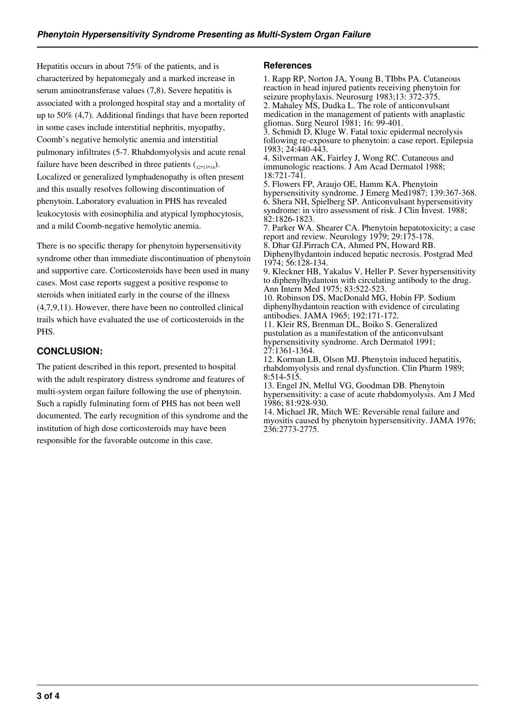Hepatitis occurs in about 75% of the patients, and is characterized by hepatomegaly and a marked increase in serum aminotransferase values (7,8). Severe hepatitis is associated with a prolonged hospital stay and a mortality of up to 50% (4,7). Additional findings that have been reported in some cases include interstitial nephritis, myopathy, Coomb's negative hemolytic anemia and interstitial pulmonary infiltrates (5-7. Rhabdomyolysis and acute renal failure have been described in three patients (12,13,14). Localized or generalized lymphadenopathy is often present and this usually resolves following discontinuation of phenytoin. Laboratory evaluation in PHS has revealed leukocytosis with eosinophilia and atypical lymphocytosis, and a mild Coomb-negative hemolytic anemia.

There is no specific therapy for phenytoin hypersensitivity syndrome other than immediate discontinuation of phenytoin and supportive care. Corticosteroids have been used in many cases. Most case reports suggest a positive response to steroids when initiated early in the course of the illness (4,7,9,11). However, there have been no controlled clinical trails which have evaluated the use of corticosteroids in the PHS.

## CONCLUSION:

The patient described in this report, presented to hospital with the adult respiratory distress syndrome and features of multi-system organ failure following the use of phenytoin. Such a rapidly fulminating form of PHS has not been well documented. The early recognition of this syndrome and the institution of high dose corticosteroids may have been responsible for the favorable outcome in this case.

### References

1. Rapp RP, Norton JA, Young B, TIbbs PA. Cutaneous reaction in head injured patients receiving phenytoin for seizure prophylaxis. Neurosurg 1983;13: 372-375.
2. Mahaley MS, Dudka L. The role of anticonvulsant medication in the management of patients with anaplastic gliomas. Surg Neurol 1981; 16: 99-401.
3. Schmidt D, Kluge W. Fatal toxic epidermal necrolysis following re-exposure to phenytoin: a case report. Epilepsia 1983; 24:440-443.
4. Silverman AK, Fairley J, Wong RC. Cutaneous and immunologic reactions. J Am Acad Dermatol 1988; 18:721-741.
5. Flowers FP, Araujo OE, Hamm KA. Phenytoin hypersensitivity syndrome. J Emerg Med1987; 139:367-368.
6. Shera NH, Spielberg SP. Anticonvulsant hypersensitivity syndrome: in vitro assessment of risk. J Clin Invest. 1988; 82:1826-1823.
7. Parker WA. Shearer CA. Phenytoin hepatotoxicity; a case report and review. Neurology 1979; 29:175-178.
8. Dhar GJ.Pirrach CA, Ahmed PN, Howard RB. Diphenylhydantoin induced hepatic necrosis. Postgrad Med 1974; 56:128-134.
9. Kleckner HB, Yakalus V, Heller P. Sever hypersensitivity to diphenylhydantoin with circulating antibody to the drug. Ann Intern Med 1975; 83:522-523.
10. Robinson DS, MacDonald MG, Hobin FP. Sodium diphenylhydantoin reaction with evidence of circulating antibodies. JAMA 1965; 192:171-172.
11. Kleir RS, Brenman DL, Boiko S. Generalized pustulation as a manifestation of the anticonvulsant hypersensitivity syndrome. Arch Dermatol 1991; 27:1361-1364.
12. Korman LB, Olson MJ. Phenytoin induced hepatitis, rhabdomyolysis and renal dysfunction. Clin Pharm 1989; 8:514-515.
13. Engel JN, Mellul VG, Goodman DB. Phenytoin hypersensitivity: a case of acute rhabdomyolysis. Am J Med 1986; 81:928-930.
14. Michael JR, Mitch WE: Reversible renal failure and myositis caused by phenytoin hypersensitivity. JAMA 1976; 236:2773-2775.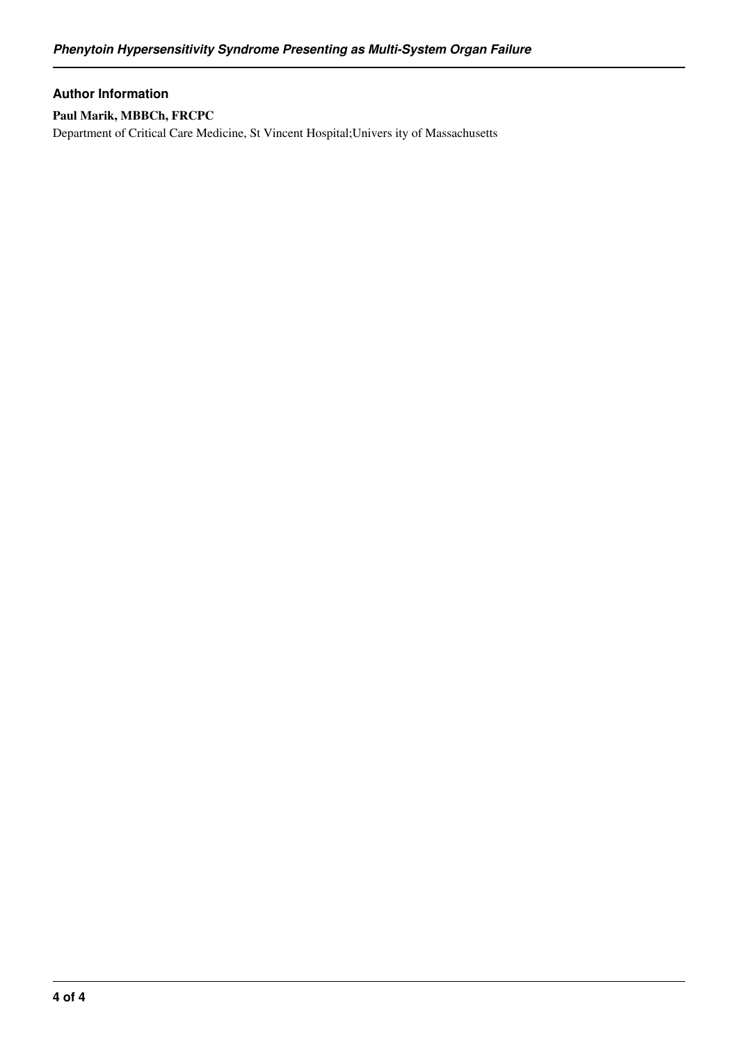## Author Information

**Paul Marik, MBBCh, FRCPC**

Department of Critical Care Medicine, St Vincent Hospital;Univers ity of Massachusetts